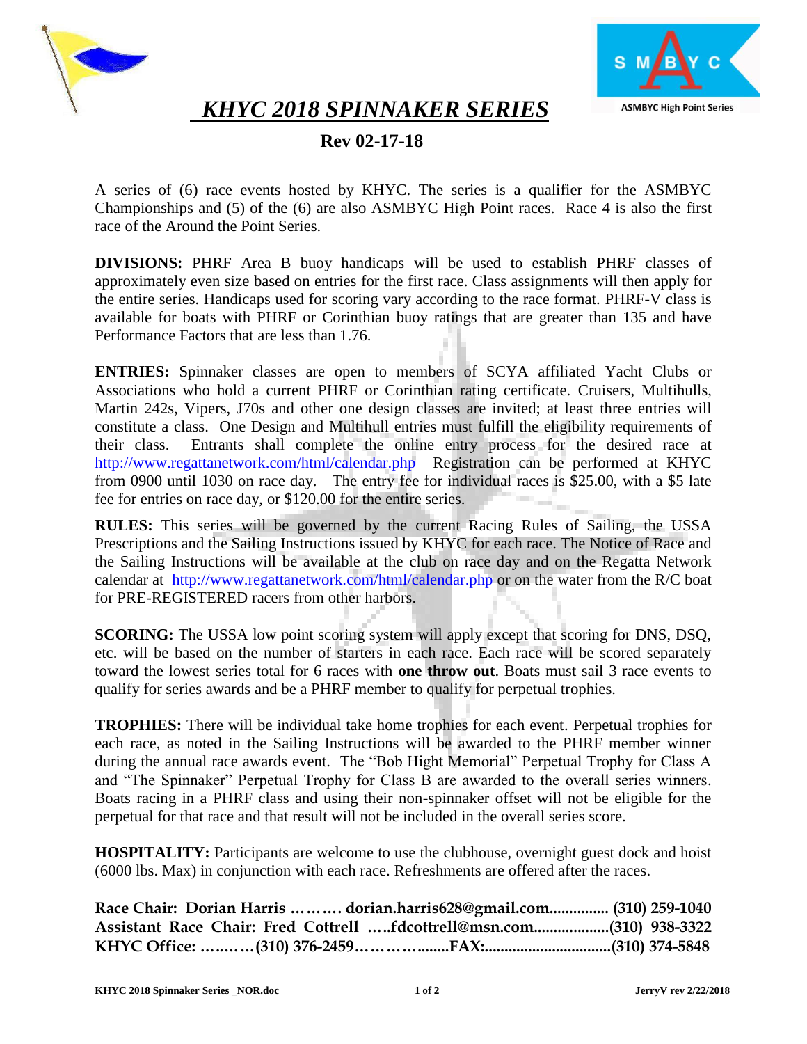# *KHYC 2018 SPINNAKER SERIES*

## Rev 02-17-18

A series of (6) race events hosted by KHYC. The series is a qualifier for the ASMBYC Championships and (5) of the (6) are also ASMBYC High Point races. Race 4 is also the first race of the Around the Point Series.

**DIVISIONS:** PHRF Area B buoy handicaps will be used to establish PHRF classes of approximately even size based on entries for the first race. Class assignments will then apply for the entire series. Handicaps used for scoring vary according to the race format. PHRF-V class is available for boats with PHRF or Corinthian buoy ratings that are greater than 135 and have Performance Factors that are less than 1.76.

**ENTRIES:** Spinnaker classes are open to members of SCYA affiliated Yacht Clubs or Associations who hold a current PHRF or Corinthian rating certificate. Cruisers, Multihulls, Martin 242s, Vipers, J70s and other one design classes are invited; at least three entries will constitute a class. One Design and Multihull entries must fulfill the eligibility requirements of their class. Entrants shall complete the online entry process for the desired race at http://www.regattanetwork.com/html/calendar.php Registration can be performed at KHYC from 0900 until 1030 on race day. The entry fee for individual races is $25.00, with a $5 late fee for entries on race day, or $120.00 for the entire series.

**RULES:** This series will be governed by the current Racing Rules of Sailing, the USSA Prescriptions and the Sailing Instructions issued by KHYC for each race. The Notice of Race and the Sailing Instructions will be available at the club on race day and on the Regatta Network calendar at http://www.regattanetwork.com/html/calendar.php or on the water from the R/C boat for PRE-REGISTERED racers from other harbors.

**SCORING:** The USSA low point scoring system will apply except that scoring for DNS, DSQ, etc. will be based on the number of starters in each race. Each race will be scored separately toward the lowest series total for 6 races with **one throw out**. Boats must sail 3 race events to qualify for series awards and be a PHRF member to qualify for perpetual trophies.

**TROPHIES:** There will be individual take home trophies for each event. Perpetual trophies for each race, as noted in the Sailing Instructions will be awarded to the PHRF member winner during the annual race awards event. The "Bob Hight Memorial" Perpetual Trophy for Class A and "The Spinnaker" Perpetual Trophy for Class B are awarded to the overall series winners. Boats racing in a PHRF class and using their non-spinnaker offset will not be eligible for the perpetual for that race and that result will not be included in the overall series score.

**HOSPITALITY:** Participants are welcome to use the clubhouse, overnight guest dock and hoist (6000 lbs. Max) in conjunction with each race. Refreshments are offered after the races.

**Race Chair: Dorian Harris ………. dorian.harris628@gmail.com............... (310) 259-1040**
**Assistant Race Chair: Fred Cottrell …..fdcottrell@msn.com...................(310) 938-3322**
**KHYC Office: ……….(310) 376-2459……………........FAX:...............................(310) 374-5848**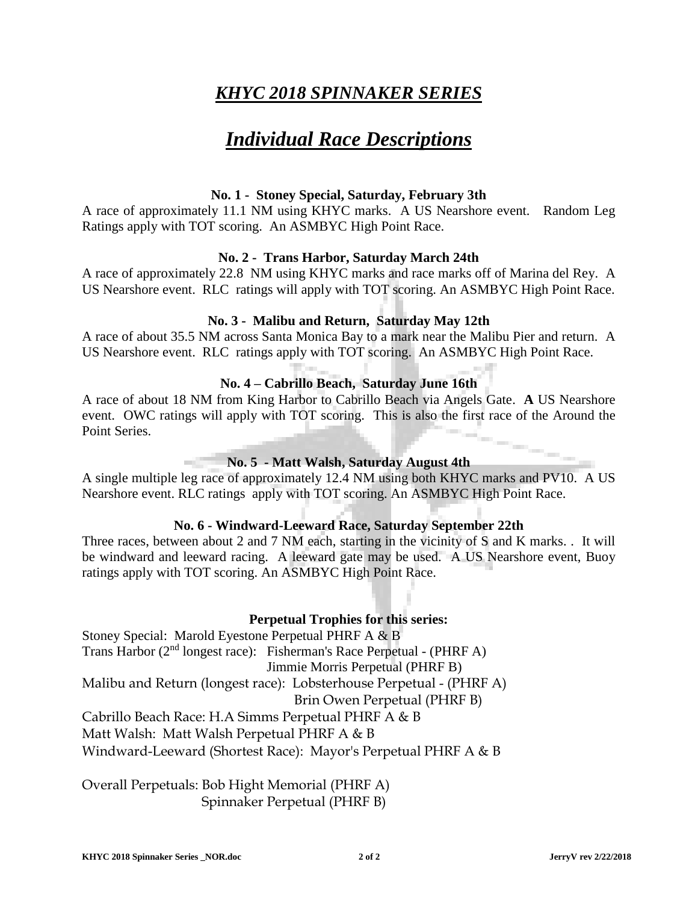# *KHYC 2018 SPINNAKER SERIES*

## *Individual Race Descriptions*

**No. 1 - Stoney Special, Saturday, February 3th**

A race of approximately 11.1 NM using KHYC marks. A US Nearshore event. Random Leg Ratings apply with TOT scoring. An ASMBYC High Point Race.

**No. 2 - Trans Harbor, Saturday March 24th**

A race of approximately 22.8 NM using KHYC marks and race marks off of Marina del Rey. A US Nearshore event. RLC ratings will apply with TOT scoring. An ASMBYC High Point Race.

**No. 3 - Malibu and Return, Saturday May 12th**

A race of about 35.5 NM across Santa Monica Bay to a mark near the Malibu Pier and return. A US Nearshore event. RLC ratings apply with TOT scoring. An ASMBYC High Point Race.

**No. 4 – Cabrillo Beach, Saturday June 16th**

A race of about 18 NM from King Harbor to Cabrillo Beach via Angels Gate. **A** US Nearshore event. OWC ratings will apply with TOT scoring. This is also the first race of the Around the Point Series.

**No. 5 - Matt Walsh, Saturday August 4th**

A single multiple leg race of approximately 12.4 NM using both KHYC marks and PV10. A US Nearshore event. RLC ratings apply with TOT scoring. An ASMBYC High Point Race.

**No. 6 - Windward-Leeward Race, Saturday September 22th**

Three races, between about 2 and 7 NM each, starting in the vicinity of S and K marks. . It will be windward and leeward racing. A leeward gate may be used. A US Nearshore event, Buoy ratings apply with TOT scoring. An ASMBYC High Point Race.

**Perpetual Trophies for this series:**

Stoney Special: Marold Eyestone Perpetual PHRF A & B
Trans Harbor (2nd longest race): Fisherman's Race Perpetual - (PHRF A)
Jimmie Morris Perpetual (PHRF B)
Malibu and Return (longest race): Lobsterhouse Perpetual - (PHRF A)
Brin Owen Perpetual (PHRF B)
Cabrillo Beach Race: H.A Simms Perpetual PHRF A & B
Matt Walsh: Matt Walsh Perpetual PHRF A & B
Windward-Leeward (Shortest Race): Mayor's Perpetual PHRF A & B

Overall Perpetuals: Bob Hight Memorial (PHRF A)
Spinnaker Perpetual (PHRF B)